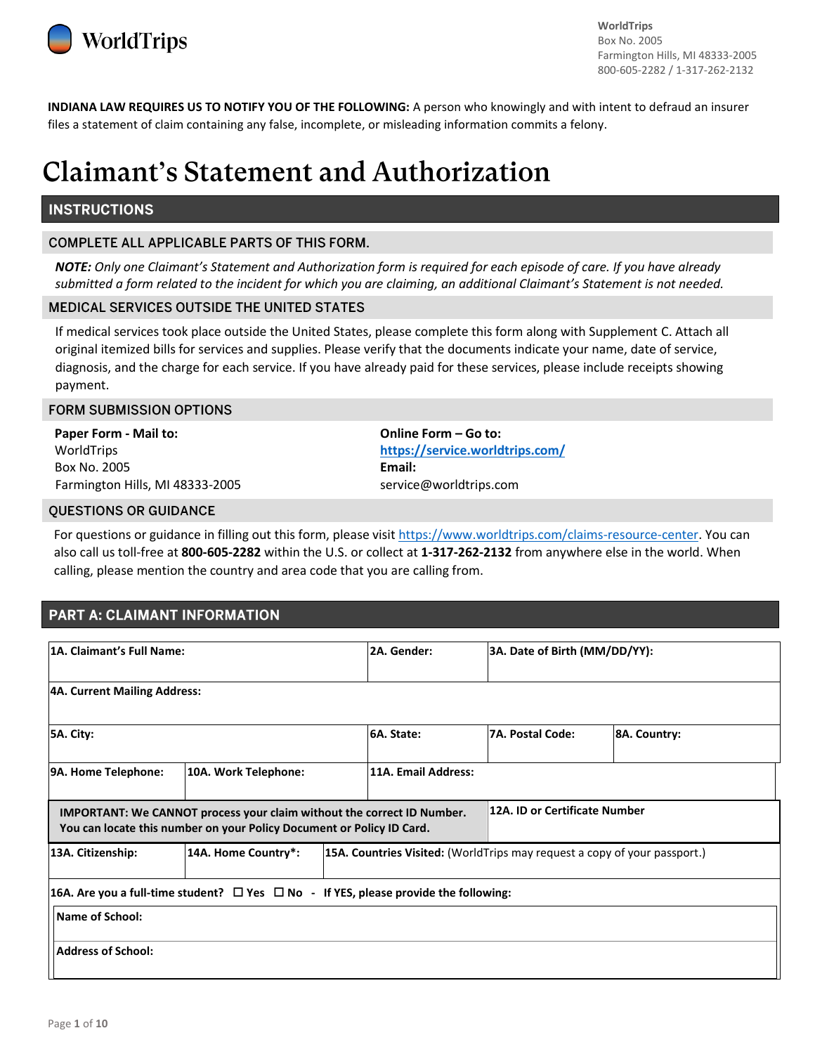WorldTrips

WorldTrips
Box No. 2005
Farmington Hills, MI 48333-2005
800-605-2282 / 1-317-262-2132

**INDIANA LAW REQUIRES US TO NOTIFY YOU OF THE FOLLOWING:** A person who knowingly and with intent to defraud an insurer files a statement of claim containing any false, incomplete, or misleading information commits a felony.

# Claimant's Statement and Authorization

## INSTRUCTIONS

### COMPLETE ALL APPLICABLE PARTS OF THIS FORM.

***NOTE:*** *Only one Claimant's Statement and Authorization form is required for each episode of care. If you have already submitted a form related to the incident for which you are claiming, an additional Claimant's Statement is not needed.*

### MEDICAL SERVICES OUTSIDE THE UNITED STATES

If medical services took place outside the United States, please complete this form along with Supplement C. Attach all original itemized bills for services and supplies. Please verify that the documents indicate your name, date of service, diagnosis, and the charge for each service. If you have already paid for these services, please include receipts showing payment.

### FORM SUBMISSION OPTIONS

**Paper Form - Mail to:**
WorldTrips
Box No. 2005
Farmington Hills, MI 48333-2005

**Online Form – Go to:**
**https://service.worldtrips.com/**
**Email:**
service@worldtrips.com

### QUESTIONS OR GUIDANCE

For questions or guidance in filling out this form, please visit https://www.worldtrips.com/claims-resource-center. You can also call us toll-free at **800-605-2282** within the U.S. or collect at **1-317-262-2132** from anywhere else in the world. When calling, please mention the country and area code that you are calling from.

## PART A: CLAIMANT INFORMATION

| **1A. Claimant's Full Name:** | | **2A. Gender:** | **3A. Date of Birth (MM/DD/YY):** | |
|---|---|---|---|---|
| **4A. Current Mailing Address:** | | | | |
| **5A. City:** | | **6A. State:** | **7A. Postal Code:** | **8A. Country:** |
| **9A. Home Telephone:** | **10A. Work Telephone:** | **11A. Email Address:** | | |
| **IMPORTANT: We CANNOT process your claim without the correct ID Number. You can locate this number on your Policy Document or Policy ID Card.** | | | **12A. ID or Certificate Number** | |
| **13A. Citizenship:** | **14A. Home Country*:** | **15A. Countries Visited:** (WorldTrips may request a copy of your passport.) | | |
| **16A. Are you a full-time student?** ☐ **Yes** ☐ **No** - **If YES, please provide the following:** | | | | |
| **Name of School:** | | | | |
| **Address of School:** | | | | |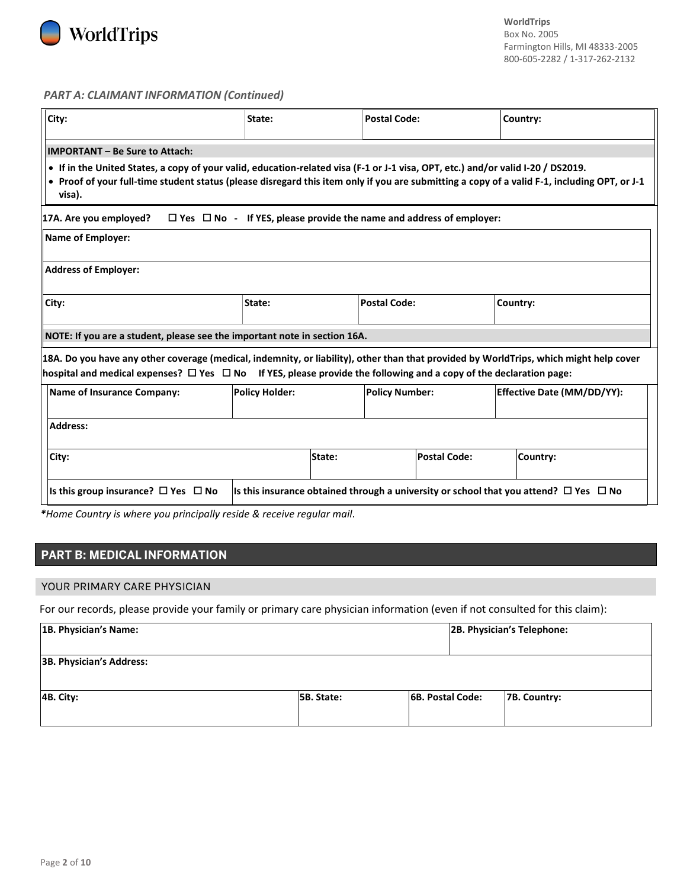WorldTrips
Box No. 2005
Farmington Hills, MI 48333-2005
800-605-2282 / 1-317-262-2132

*PART A: CLAIMANT INFORMATION (Continued)*

| City: | State: | Postal Code: | Country: |
|---|---|---|---|

**IMPORTANT – Be Sure to Attach:**

- **If in the United States, a copy of your valid, education-related visa (F-1 or J-1 visa, OPT, etc.) and/or valid I-20 / DS2019.**
- **Proof of your full-time student status (please disregard this item only if you are submitting a copy of a valid F-1, including OPT, or J-1 visa).**

**17A. Are you employed?** ☐ **Yes** ☐ **No - If YES, please provide the name and address of employer:**

| **Name of Employer:** | | | |
|---|---|---|---|
| **Address of Employer:** | | | |
| **City:** | **State:** | **Postal Code:** | **Country:** |

**NOTE: If you are a student, please see the important note in section 16A.**

**18A. Do you have any other coverage (medical, indemnity, or liability), other than that provided by WorldTrips, which might help cover hospital and medical expenses?** ☐ **Yes** ☐ **No If YES, please provide the following and a copy of the declaration page:**

| **Name of Insurance Company:** | **Policy Holder:** | **Policy Number:** | **Effective Date (MM/DD/YY):** |
|---|---|---|---|
| **Address:** | | | |
| **City:** | **State:** | **Postal Code:** | **Country:** |
| **Is this group insurance?** ☐ **Yes** ☐ **No** | **Is this insurance obtained through a university or school that you attend?** ☐ **Yes** ☐ **No** | | |

***Home Country is where you principally reside & receive regular mail.*

## PART B: MEDICAL INFORMATION

### YOUR PRIMARY CARE PHYSICIAN

For our records, please provide your family or primary care physician information (even if not consulted for this claim):

| **1B. Physician's Name:** | | | **2B. Physician's Telephone:** |
|---|---|---|---|
| **3B. Physician's Address:** | | | |
| **4B. City:** | **5B. State:** | **6B. Postal Code:** | **7B. Country:** |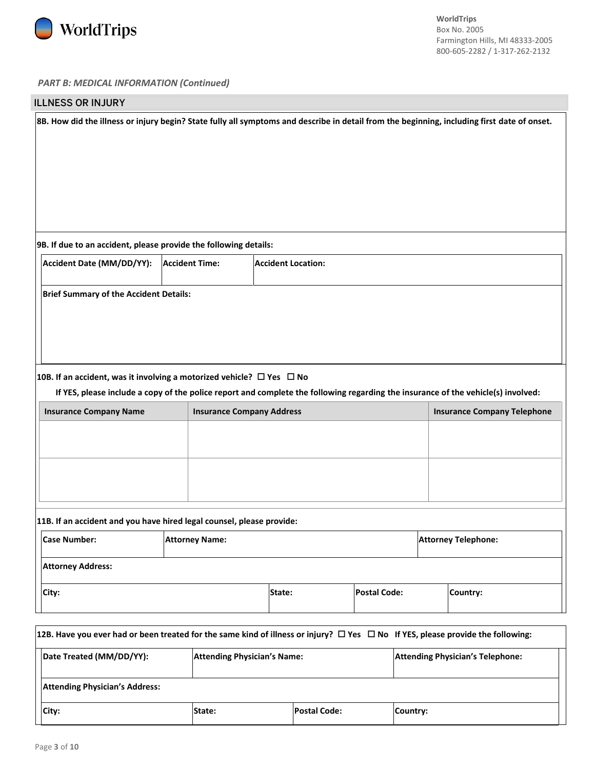WorldTrips

**WorldTrips**
Box No. 2005
Farmington Hills, MI 48333-2005
800-605-2282 / 1-317-262-2132

*PART B: MEDICAL INFORMATION (Continued)*

## ILLNESS OR INJURY

**8B. How did the illness or injury begin? State fully all symptoms and describe in detail from the beginning, including first date of onset.**

**9B. If due to an accident, please provide the following details:**

| Accident Date (MM/DD/YY): | Accident Time: | Accident Location: |
|---|---|---|
| | | |

**Brief Summary of the Accident Details:**

**10B. If an accident, was it involving a motorized vehicle?** ☐ **Yes** ☐ **No**

**If YES, please include a copy of the police report and complete the following regarding the insurance of the vehicle(s) involved:**

| Insurance Company Name | Insurance Company Address | Insurance Company Telephone |
|---|---|---|
| | | |
| | | |

**11B. If an accident and you have hired legal counsel, please provide:**

| Case Number: | Attorney Name: | Attorney Telephone: |
|---|---|---|
| | | |

**Attorney Address:**

| City: | State: | Postal Code: | Country: |
|---|---|---|---|
| | | | |

**12B. Have you ever had or been treated for the same kind of illness or injury?** ☐ **Yes** ☐ **No If YES, please provide the following:**

| Date Treated (MM/DD/YY): | Attending Physician's Name: | Attending Physician's Telephone: |
|---|---|---|
| | | |

**Attending Physician's Address:**

| City: | State: | Postal Code: | Country: |
|---|---|---|---|
| | | | |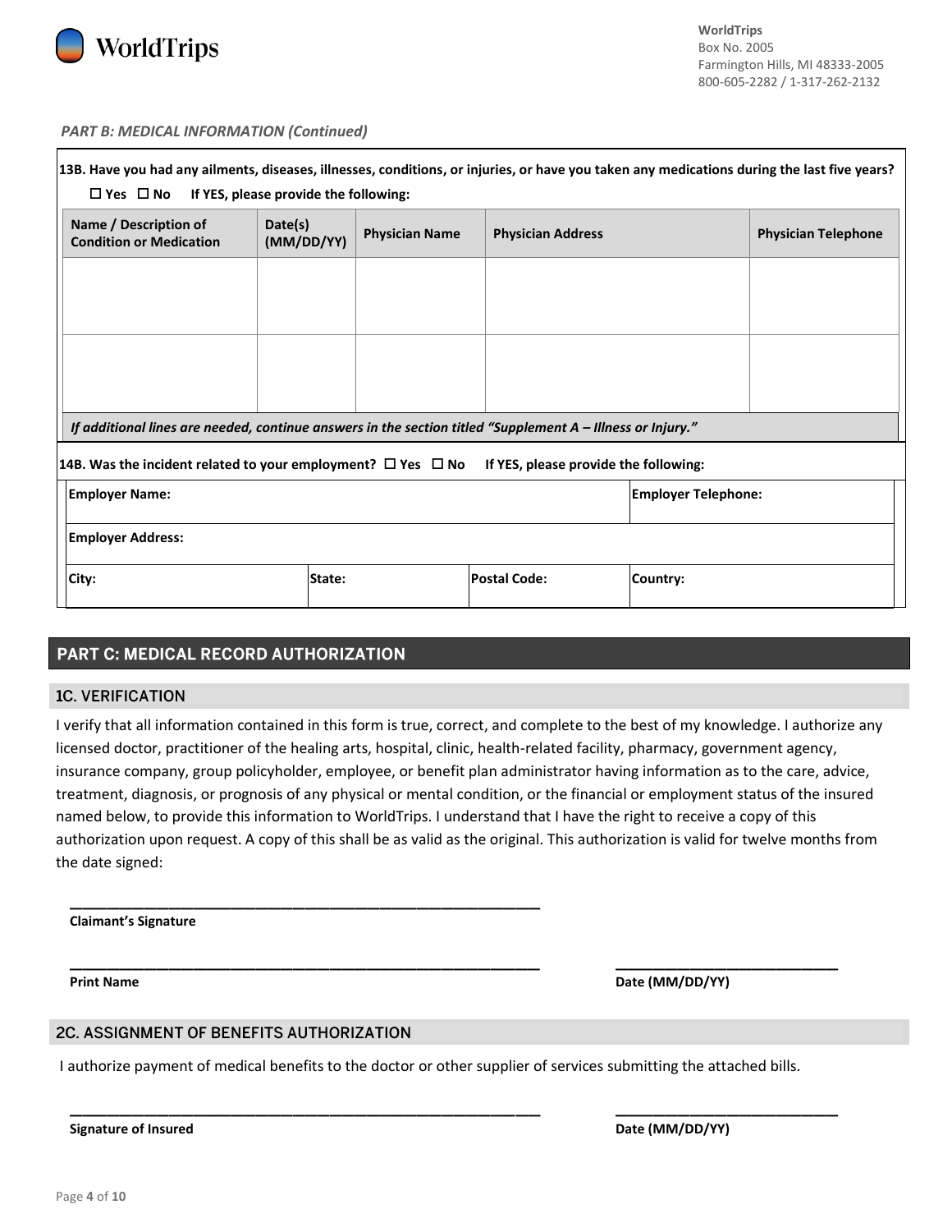WorldTrips
Box No. 2005
Farmington Hills, MI 48333-2005
800-605-2282 / 1-317-262-2132

*PART B: MEDICAL INFORMATION (Continued)*

**13B. Have you had any ailments, diseases, illnesses, conditions, or injuries, or have you taken any medications during the last five years?**

☐ **Yes** ☐ **No** **If YES, please provide the following:**

| Name / Description of Condition or Medication | Date(s) (MM/DD/YY) | Physician Name | Physician Address | Physician Telephone |
|---|---|---|---|---|
| | | | | |
| | | | | |

*If additional lines are needed, continue answers in the section titled "Supplement A – Illness or Injury."*

**14B. Was the incident related to your employment?** ☐ **Yes** ☐ **No** **If YES, please provide the following:**

| Employer Name: | | | Employer Telephone: |
|---|---|---|---|
| **Employer Address:** | | | |
| **City:** | **State:** | **Postal Code:** | **Country:** |

## PART C: MEDICAL RECORD AUTHORIZATION

### 1C. VERIFICATION

I verify that all information contained in this form is true, correct, and complete to the best of my knowledge. I authorize any licensed doctor, practitioner of the healing arts, hospital, clinic, health-related facility, pharmacy, government agency, insurance company, group policyholder, employee, or benefit plan administrator having information as to the care, advice, treatment, diagnosis, or prognosis of any physical or mental condition, or the financial or employment status of the insured named below, to provide this information to WorldTrips. I understand that I have the right to receive a copy of this authorization upon request. A copy of this shall be as valid as the original. This authorization is valid for twelve months from the date signed:

\_\_\_\_\_\_\_\_\_\_\_\_\_\_\_\_\_\_\_\_\_\_\_\_\_\_\_\_\_\_\_\_\_\_\_\_\_\_\_\_
**Claimant's Signature**

\_\_\_\_\_\_\_\_\_\_\_\_\_\_\_\_\_\_\_\_\_\_\_\_\_\_\_\_\_\_\_\_\_\_\_\_\_\_\_\_ \_\_\_\_\_\_\_\_\_\_\_\_\_\_\_\_\_\_\_\_
**Print Name** **Date (MM/DD/YY)**

### 2C. ASSIGNMENT OF BENEFITS AUTHORIZATION

I authorize payment of medical benefits to the doctor or other supplier of services submitting the attached bills.

\_\_\_\_\_\_\_\_\_\_\_\_\_\_\_\_\_\_\_\_\_\_\_\_\_\_\_\_\_\_\_\_\_\_\_\_\_\_\_\_ \_\_\_\_\_\_\_\_\_\_\_\_\_\_\_\_\_\_\_\_
**Signature of Insured** **Date (MM/DD/YY)**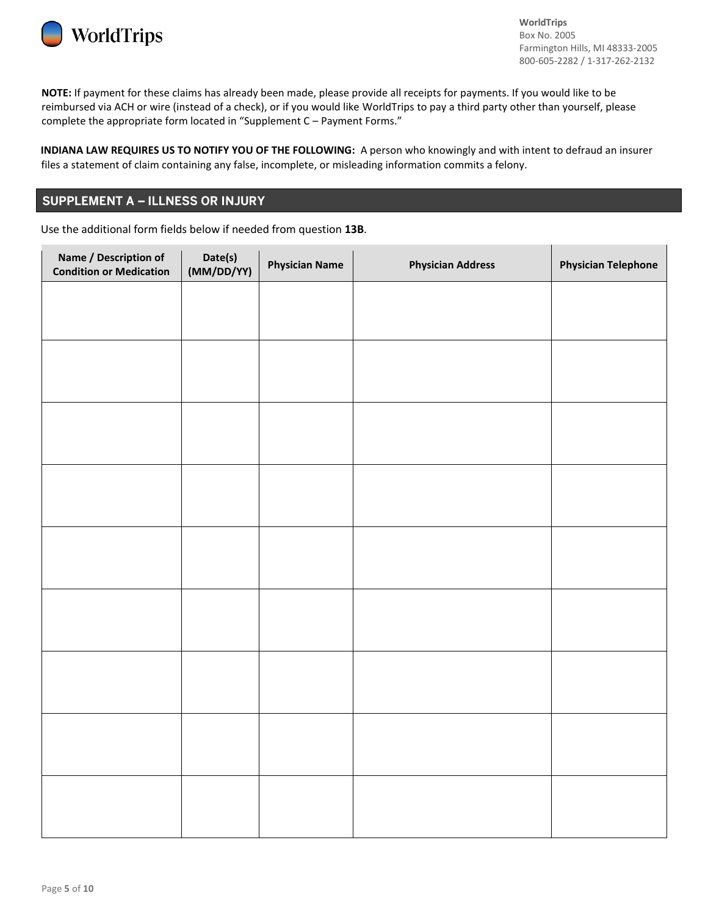WorldTrips
Box No. 2005
Farmington Hills, MI 48333-2005
800-605-2282 / 1-317-262-2132

**NOTE:** If payment for these claims has already been made, please provide all receipts for payments. If you would like to be reimbursed via ACH or wire (instead of a check), or if you would like WorldTrips to pay a third party other than yourself, please complete the appropriate form located in "Supplement C – Payment Forms."

**INDIANA LAW REQUIRES US TO NOTIFY YOU OF THE FOLLOWING:** A person who knowingly and with intent to defraud an insurer files a statement of claim containing any false, incomplete, or misleading information commits a felony.

## SUPPLEMENT A – ILLNESS OR INJURY

Use the additional form fields below if needed from question **13B**.

| Name / Description of Condition or Medication | Date(s) (MM/DD/YY) | Physician Name | Physician Address | Physician Telephone |
|---|---|---|---|---|
| | | | | |
| | | | | |
| | | | | |
| | | | | |
| | | | | |
| | | | | |
| | | | | |
| | | | | |
| | | | | |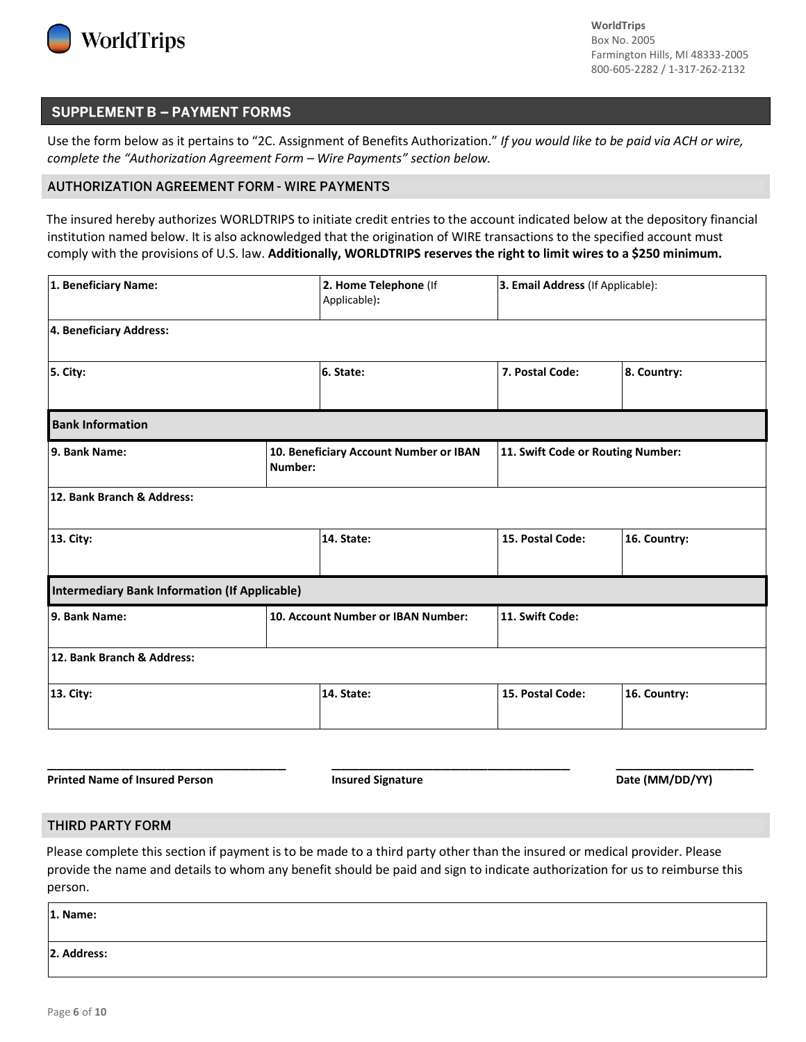WorldTrips

**WorldTrips**
Box No. 2005
Farmington Hills, MI 48333-2005
800-605-2282 / 1-317-262-2132

## SUPPLEMENT B – PAYMENT FORMS

Use the form below as it pertains to "2C. Assignment of Benefits Authorization." *If you would like to be paid via ACH or wire, complete the "Authorization Agreement Form – Wire Payments" section below.*

### AUTHORIZATION AGREEMENT FORM - WIRE PAYMENTS

The insured hereby authorizes WORLDTRIPS to initiate credit entries to the account indicated below at the depository financial institution named below. It is also acknowledged that the origination of WIRE transactions to the specified account must comply with the provisions of U.S. law. **Additionally, WORLDTRIPS reserves the right to limit wires to a $250 minimum.**

| **1. Beneficiary Name:** | **2. Home Telephone** (If Applicable)**:** | **3. Email Address** (If Applicable): | |
|---|---|---|---|
| **4. Beneficiary Address:** | | | |
| **5. City:** | **6. State:** | **7. Postal Code:** | **8. Country:** |
| **Bank Information** | | | |
| **9. Bank Name:** | **10. Beneficiary Account Number or IBAN Number:** | **11. Swift Code or Routing Number:** | |
| **12. Bank Branch & Address:** | | | |
| **13. City:** | **14. State:** | **15. Postal Code:** | **16. Country:** |
| **Intermediary Bank Information (If Applicable)** | | | |
| **9. Bank Name:** | **10. Account Number or IBAN Number:** | **11. Swift Code:** | |
| **12. Bank Branch & Address:** | | | |
| **13. City:** | **14. State:** | **15. Postal Code:** | **16. Country:** |

_____________________________________ **Printed Name of Insured Person**

_____________________________________ **Insured Signature**

_____________________ **Date (MM/DD/YY)**

### THIRD PARTY FORM

Please complete this section if payment is to be made to a third party other than the insured or medical provider. Please provide the name and details to whom any benefit should be paid and sign to indicate authorization for us to reimburse this person.

| **1. Name:** |
|---|
| **2. Address:** |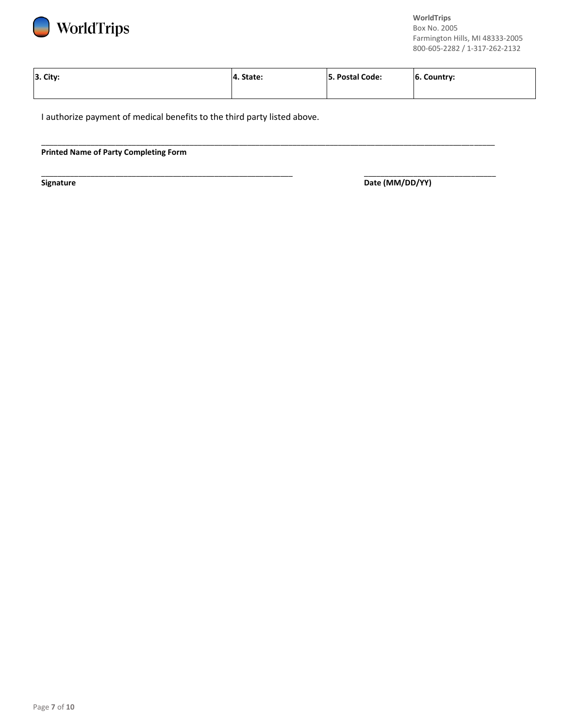| 3. City: | 4. State: | 5. Postal Code: | 6. Country: |
|---|---|---|---|
| | | | |

I authorize payment of medical benefits to the third party listed above.

_______________________________________________________________________________________________

**Printed Name of Party Completing Form**

_____________________________________________________ _____________________________

**Signature** **Date (MM/DD/YY)**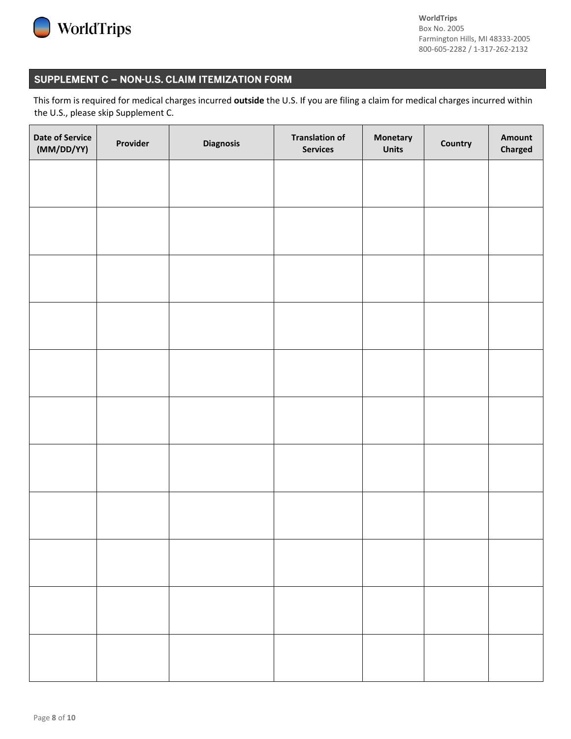WorldTrips

**WorldTrips**
Box No. 2005
Farmington Hills, MI 48333-2005
800-605-2282 / 1-317-262-2132

## SUPPLEMENT C – NON-U.S. CLAIM ITEMIZATION FORM

This form is required for medical charges incurred **outside** the U.S. If you are filing a claim for medical charges incurred within the U.S., please skip Supplement C.

| Date of Service (MM/DD/YY) | Provider | Diagnosis | Translation of Services | Monetary Units | Country | Amount Charged |
|---|---|---|---|---|---|---|
| | | | | | | |
| | | | | | | |
| | | | | | | |
| | | | | | | |
| | | | | | | |
| | | | | | | |
| | | | | | | |
| | | | | | | |
| | | | | | | |
| | | | | | | |
| | | | | | | |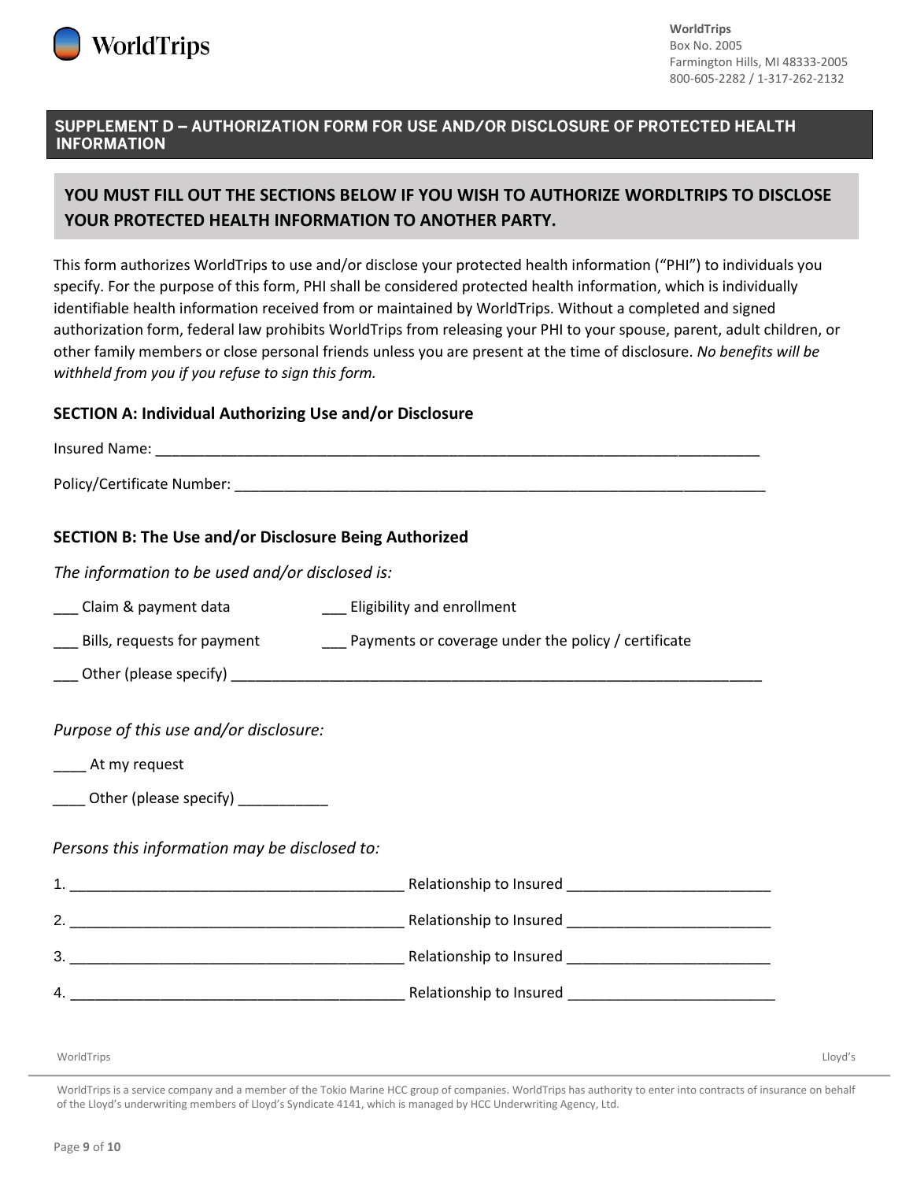**WorldTrips**
Box No. 2005
Farmington Hills, MI 48333-2005
800-605-2282 / 1-317-262-2132

## SUPPLEMENT D – AUTHORIZATION FORM FOR USE AND/OR DISCLOSURE OF PROTECTED HEALTH INFORMATION

**YOU MUST FILL OUT THE SECTIONS BELOW IF YOU WISH TO AUTHORIZE WORDLTRIPS TO DISCLOSE YOUR PROTECTED HEALTH INFORMATION TO ANOTHER PARTY.**

This form authorizes WorldTrips to use and/or disclose your protected health information ("PHI") to individuals you specify. For the purpose of this form, PHI shall be considered protected health information, which is individually identifiable health information received from or maintained by WorldTrips. Without a completed and signed authorization form, federal law prohibits WorldTrips from releasing your PHI to your spouse, parent, adult children, or other family members or close personal friends unless you are present at the time of disclosure. *No benefits will be withheld from you if you refuse to sign this form.*

### SECTION A: Individual Authorizing Use and/or Disclosure

Insured Name: ____________________________________________________________________________

Policy/Certificate Number: ___________________________________________________________________

### SECTION B: The Use and/or Disclosure Being Authorized

*The information to be used and/or disclosed is:*

___ Claim & payment data ___ Eligibility and enrollment

___ Bills, requests for payment ___ Payments or coverage under the policy / certificate

___ Other (please specify) ___________________________________________________________________

*Purpose of this use and/or disclosure:*

____ At my request

____ Other (please specify) ___________

*Persons this information may be disclosed to:*

1. ________________________________________ Relationship to Insured ________________________
2. ________________________________________ Relationship to Insured ________________________
3. ________________________________________ Relationship to Insured ________________________
4. ________________________________________ Relationship to Insured ________________________

WorldTrips is a service company and a member of the Tokio Marine HCC group of companies. WorldTrips has authority to enter into contracts of insurance on behalf of the Lloyd's underwriting members of Lloyd's Syndicate 4141, which is managed by HCC Underwriting Agency, Ltd.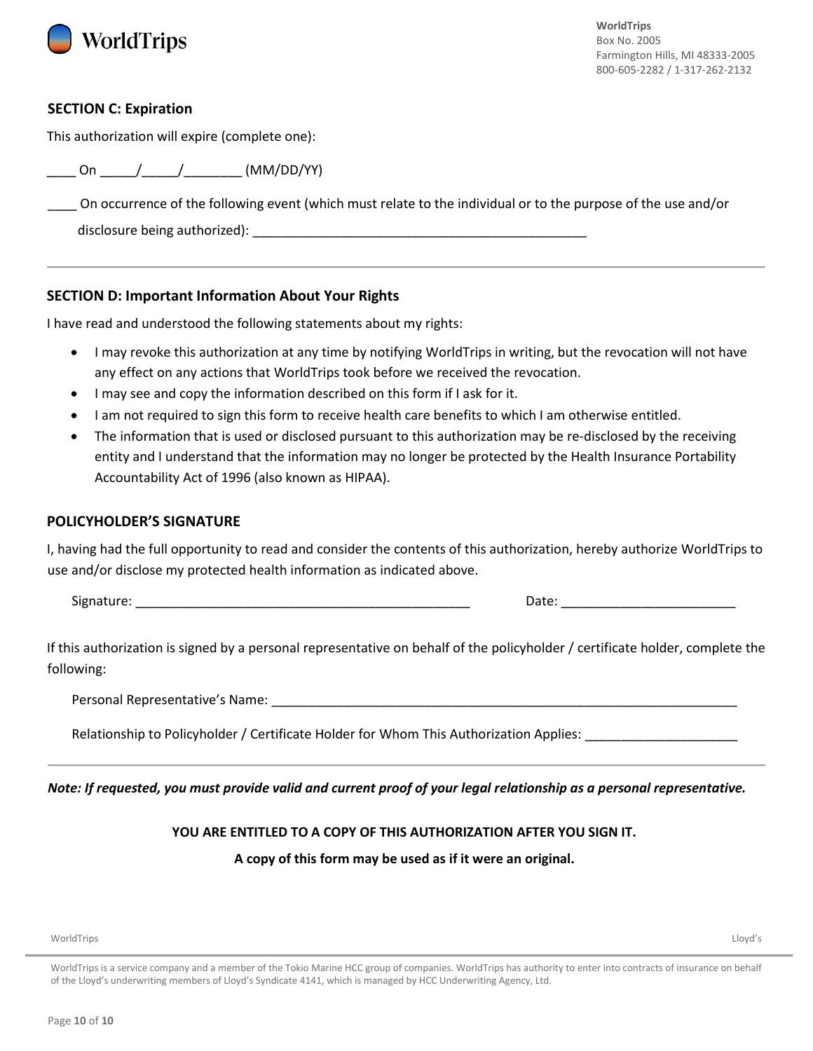**WorldTrips**
Box No. 2005
Farmington Hills, MI 48333-2005
800-605-2282 / 1-317-262-2132

## SECTION C: Expiration

This authorization will expire (complete one):

____ On _____/_____/________ (MM/DD/YY)

____ On occurrence of the following event (which must relate to the individual or to the purpose of the use and/or disclosure being authorized): _______________________________________________

---

## SECTION D: Important Information About Your Rights

I have read and understood the following statements about my rights:

- I may revoke this authorization at any time by notifying WorldTrips in writing, but the revocation will not have any effect on any actions that WorldTrips took before we received the revocation.
- I may see and copy the information described on this form if I ask for it.
- I am not required to sign this form to receive health care benefits to which I am otherwise entitled.
- The information that is used or disclosed pursuant to this authorization may be re-disclosed by the receiving entity and I understand that the information may no longer be protected by the Health Insurance Portability Accountability Act of 1996 (also known as HIPAA).

## POLICYHOLDER'S SIGNATURE

I, having had the full opportunity to read and consider the contents of this authorization, hereby authorize WorldTrips to use and/or disclose my protected health information as indicated above.

Signature: _______________________________________________ Date: ________________________

If this authorization is signed by a personal representative on behalf of the policyholder / certificate holder, complete the following:

Personal Representative's Name: ____________________________________________________________________

Relationship to Policyholder / Certificate Holder for Whom This Authorization Applies: _____________________

---

***Note: If requested, you must provide valid and current proof of your legal relationship as a personal representative.***

**YOU ARE ENTITLED TO A COPY OF THIS AUTHORIZATION AFTER YOU SIGN IT.**

**A copy of this form may be used as if it were an original.**

WorldTrips is a service company and a member of the Tokio Marine HCC group of companies. WorldTrips has authority to enter into contracts of insurance on behalf of the Lloyd's underwriting members of Lloyd's Syndicate 4141, which is managed by HCC Underwriting Agency, Ltd.